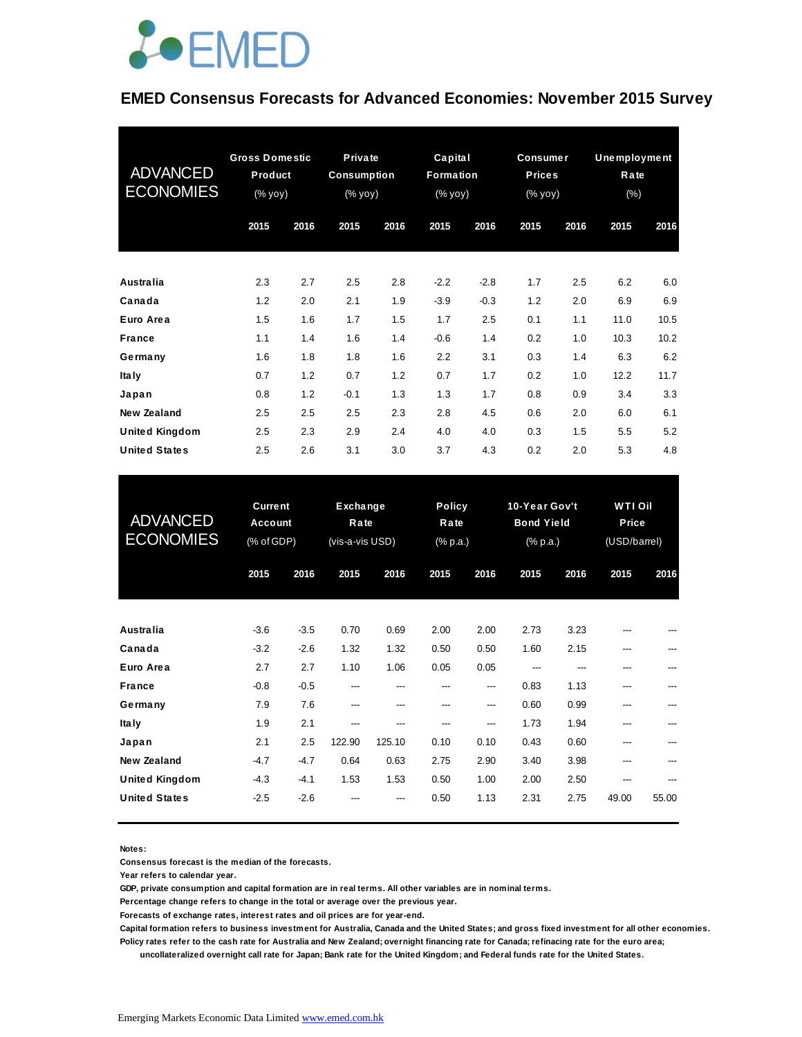# EMED Consensus Forecasts for Advanced Economies: November 2015 Survey

| ADVANCED ECONOMIES | Gross Domestic Product (% yoy) | | Private Consumption (% yoy) | | Capital Formation (% yoy) | | Consumer Prices (% yoy) | | Unemployment Rate (%) | |
|---|---|---|---|---|---|---|---|---|---|---|
| | 2015 | 2016 | 2015 | 2016 | 2015 | 2016 | 2015 | 2016 | 2015 | 2016 |
| Australia | 2.3 | 2.7 | 2.5 | 2.8 | -2.2 | -2.8 | 1.7 | 2.5 | 6.2 | 6.0 |
| Canada | 1.2 | 2.0 | 2.1 | 1.9 | -3.9 | -0.3 | 1.2 | 2.0 | 6.9 | 6.9 |
| Euro Area | 1.5 | 1.6 | 1.7 | 1.5 | 1.7 | 2.5 | 0.1 | 1.1 | 11.0 | 10.5 |
| France | 1.1 | 1.4 | 1.6 | 1.4 | -0.6 | 1.4 | 0.2 | 1.0 | 10.3 | 10.2 |
| Germany | 1.6 | 1.8 | 1.8 | 1.6 | 2.2 | 3.1 | 0.3 | 1.4 | 6.3 | 6.2 |
| Italy | 0.7 | 1.2 | 0.7 | 1.2 | 0.7 | 1.7 | 0.2 | 1.0 | 12.2 | 11.7 |
| Japan | 0.8 | 1.2 | -0.1 | 1.3 | 1.3 | 1.7 | 0.8 | 0.9 | 3.4 | 3.3 |
| New Zealand | 2.5 | 2.5 | 2.5 | 2.3 | 2.8 | 4.5 | 0.6 | 2.0 | 6.0 | 6.1 |
| United Kingdom | 2.5 | 2.3 | 2.9 | 2.4 | 4.0 | 4.0 | 0.3 | 1.5 | 5.5 | 5.2 |
| United States | 2.5 | 2.6 | 3.1 | 3.0 | 3.7 | 4.3 | 0.2 | 2.0 | 5.3 | 4.8 |

| ADVANCED ECONOMIES | Current Account (% of GDP) | | Exchange Rate (vis-a-vis USD) | | Policy Rate (% p.a.) | | 10-Year Gov't Bond Yield (% p.a.) | | WTI Oil Price (USD/barrel) | |
|---|---|---|---|---|---|---|---|---|---|---|
| | 2015 | 2016 | 2015 | 2016 | 2015 | 2016 | 2015 | 2016 | 2015 | 2016 |
| Australia | -3.6 | -3.5 | 0.70 | 0.69 | 2.00 | 2.00 | 2.73 | 3.23 | --- | --- |
| Canada | -3.2 | -2.6 | 1.32 | 1.32 | 0.50 | 0.50 | 1.60 | 2.15 | --- | --- |
| Euro Area | 2.7 | 2.7 | 1.10 | 1.06 | 0.05 | 0.05 | --- | --- | --- | --- |
| France | -0.8 | -0.5 | --- | --- | --- | --- | 0.83 | 1.13 | --- | --- |
| Germany | 7.9 | 7.6 | --- | --- | --- | --- | 0.60 | 0.99 | --- | --- |
| Italy | 1.9 | 2.1 | --- | --- | --- | --- | 1.73 | 1.94 | --- | --- |
| Japan | 2.1 | 2.5 | 122.90 | 125.10 | 0.10 | 0.10 | 0.43 | 0.60 | --- | --- |
| New Zealand | -4.7 | -4.7 | 0.64 | 0.63 | 2.75 | 2.90 | 3.40 | 3.98 | --- | --- |
| United Kingdom | -4.3 | -4.1 | 1.53 | 1.53 | 0.50 | 1.00 | 2.00 | 2.50 | --- | --- |
| United States | -2.5 | -2.6 | --- | --- | 0.50 | 1.13 | 2.31 | 2.75 | 49.00 | 55.00 |

**Notes:**
Consensus forecast is the median of the forecasts.
Year refers to calendar year.
GDP, private consumption and capital formation are in real terms. All other variables are in nominal terms.
Percentage change refers to change in the total or average over the previous year.
Forecasts of exchange rates, interest rates and oil prices are for year-end.
Capital formation refers to business investment for Australia, Canada and the United States; and gross fixed investment for all other economies.
Policy rates refer to the cash rate for Australia and New Zealand; overnight financing rate for Canada; refinacing rate for the euro area;
uncollateralized overnight call rate for Japan; Bank rate for the United Kingdom; and Federal funds rate for the United States.

Emerging Markets Economic Data Limited www.emed.com.hk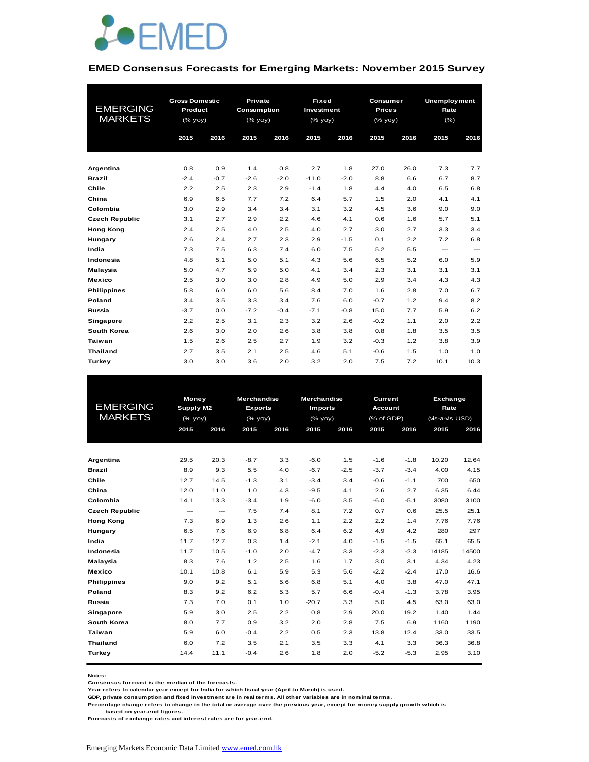# EMED

## EMED Consensus Forecasts for Emerging Markets: November 2015 Survey

| EMERGING MARKETS | Gross Domestic Product (% yoy) | | Private Consumption (% yoy) | | Fixed Investment (% yoy) | | Consumer Prices (% yoy) | | Unemployment Rate (%) | |
|---|---|---|---|---|---|---|---|---|---|---|
| | 2015 | 2016 | 2015 | 2016 | 2015 | 2016 | 2015 | 2016 | 2015 | 2016 |
| **Argentina** | 0.8 | 0.9 | 1.4 | 0.8 | 2.7 | 1.8 | 27.0 | 26.0 | 7.3 | 7.7 |
| **Brazil** | -2.4 | -0.7 | -2.6 | -2.0 | -11.0 | -2.0 | 8.8 | 6.6 | 6.7 | 8.7 |
| **Chile** | 2.2 | 2.5 | 2.3 | 2.9 | -1.4 | 1.8 | 4.4 | 4.0 | 6.5 | 6.8 |
| **China** | 6.9 | 6.5 | 7.7 | 7.2 | 6.4 | 5.7 | 1.5 | 2.0 | 4.1 | 4.1 |
| **Colombia** | 3.0 | 2.9 | 3.4 | 3.4 | 3.1 | 3.2 | 4.5 | 3.6 | 9.0 | 9.0 |
| **Czech Republic** | 3.1 | 2.7 | 2.9 | 2.2 | 4.6 | 4.1 | 0.6 | 1.6 | 5.7 | 5.1 |
| **Hong Kong** | 2.4 | 2.5 | 4.0 | 2.5 | 4.0 | 2.7 | 3.0 | 2.7 | 3.3 | 3.4 |
| **Hungary** | 2.6 | 2.4 | 2.7 | 2.3 | 2.9 | -1.5 | 0.1 | 2.2 | 7.2 | 6.8 |
| **India** | 7.3 | 7.5 | 6.3 | 7.4 | 6.0 | 7.5 | 5.2 | 5.5 | --- | --- |
| **Indonesia** | 4.8 | 5.1 | 5.0 | 5.1 | 4.3 | 5.6 | 6.5 | 5.2 | 6.0 | 5.9 |
| **Malaysia** | 5.0 | 4.7 | 5.9 | 5.0 | 4.1 | 3.4 | 2.3 | 3.1 | 3.1 | 3.1 |
| **Mexico** | 2.5 | 3.0 | 3.0 | 2.8 | 4.9 | 5.0 | 2.9 | 3.4 | 4.3 | 4.3 |
| **Philippines** | 5.8 | 6.0 | 6.0 | 5.6 | 8.4 | 7.0 | 1.6 | 2.8 | 7.0 | 6.7 |
| **Poland** | 3.4 | 3.5 | 3.3 | 3.4 | 7.6 | 6.0 | -0.7 | 1.2 | 9.4 | 8.2 |
| **Russia** | -3.7 | 0.0 | -7.2 | -0.4 | -7.1 | -0.8 | 15.0 | 7.7 | 5.9 | 6.2 |
| **Singapore** | 2.2 | 2.5 | 3.1 | 2.3 | 3.2 | 2.6 | -0.2 | 1.1 | 2.0 | 2.2 |
| **South Korea** | 2.6 | 3.0 | 2.0 | 2.6 | 3.8 | 3.8 | 0.8 | 1.8 | 3.5 | 3.5 |
| **Taiwan** | 1.5 | 2.6 | 2.5 | 2.7 | 1.9 | 3.2 | -0.3 | 1.2 | 3.8 | 3.9 |
| **Thailand** | 2.7 | 3.5 | 2.1 | 2.5 | 4.6 | 5.1 | -0.6 | 1.5 | 1.0 | 1.0 |
| **Turkey** | 3.0 | 3.0 | 3.6 | 2.0 | 3.2 | 2.0 | 7.5 | 7.2 | 10.1 | 10.3 |

| EMERGING MARKETS | Money Supply M2 (% yoy) | | Merchandise Exports (% yoy) | | Merchandise Imports (% yoy) | | Current Account (% of GDP) | | Exchange Rate (vis-a-vis USD) | |
|---|---|---|---|---|---|---|---|---|---|---|
| | 2015 | 2016 | 2015 | 2016 | 2015 | 2016 | 2015 | 2016 | 2015 | 2016 |
| **Argentina** | 29.5 | 20.3 | -8.7 | 3.3 | -6.0 | 1.5 | -1.6 | -1.8 | 10.20 | 12.64 |
| **Brazil** | 8.9 | 9.3 | 5.5 | 4.0 | -6.7 | -2.5 | -3.7 | -3.4 | 4.00 | 4.15 |
| **Chile** | 12.7 | 14.5 | -1.3 | 3.1 | -3.4 | 3.4 | -0.6 | -1.1 | 700 | 650 |
| **China** | 12.0 | 11.0 | 1.0 | 4.3 | -9.5 | 4.1 | 2.6 | 2.7 | 6.35 | 6.44 |
| **Colombia** | 14.1 | 13.3 | -3.4 | 1.9 | -6.0 | 3.5 | -6.0 | -5.1 | 3080 | 3100 |
| **Czech Republic** | --- | --- | 7.5 | 7.4 | 8.1 | 7.2 | 0.7 | 0.6 | 25.5 | 25.1 |
| **Hong Kong** | 7.3 | 6.9 | 1.3 | 2.6 | 1.1 | 2.2 | 2.2 | 1.4 | 7.76 | 7.76 |
| **Hungary** | 6.5 | 7.6 | 6.9 | 6.8 | 6.4 | 6.2 | 4.9 | 4.2 | 280 | 297 |
| **India** | 11.7 | 12.7 | 0.3 | 1.4 | -2.1 | 4.0 | -1.5 | -1.5 | 65.1 | 65.5 |
| **Indonesia** | 11.7 | 10.5 | -1.0 | 2.0 | -4.7 | 3.3 | -2.3 | -2.3 | 14185 | 14500 |
| **Malaysia** | 8.3 | 7.6 | 1.2 | 2.5 | 1.6 | 1.7 | 3.0 | 3.1 | 4.34 | 4.23 |
| **Mexico** | 10.1 | 10.8 | 6.1 | 5.9 | 5.3 | 5.6 | -2.2 | -2.4 | 17.0 | 16.6 |
| **Philippines** | 9.0 | 9.2 | 5.1 | 5.6 | 6.8 | 5.1 | 4.0 | 3.8 | 47.0 | 47.1 |
| **Poland** | 8.3 | 9.2 | 6.2 | 5.3 | 5.7 | 6.6 | -0.4 | -1.3 | 3.78 | 3.95 |
| **Russia** | 7.3 | 7.0 | 0.1 | 1.0 | -20.7 | 3.3 | 5.0 | 4.5 | 63.0 | 63.0 |
| **Singapore** | 5.9 | 3.0 | 2.5 | 2.2 | 0.8 | 2.9 | 20.0 | 19.2 | 1.40 | 1.44 |
| **South Korea** | 8.0 | 7.7 | 0.9 | 3.2 | 2.0 | 2.8 | 7.5 | 6.9 | 1160 | 1190 |
| **Taiwan** | 5.9 | 6.0 | -0.4 | 2.2 | 0.5 | 2.3 | 13.8 | 12.4 | 33.0 | 33.5 |
| **Thailand** | 6.0 | 7.2 | 3.5 | 2.1 | 3.5 | 3.3 | 4.1 | 3.3 | 36.3 | 36.8 |
| **Turkey** | 14.4 | 11.1 | -0.4 | 2.6 | 1.8 | 2.0 | -5.2 | -5.3 | 2.95 | 3.10 |

**Notes:**
**Consensus forecast is the median of the forecasts.**
**Year refers to calendar year except for India for which fiscal year (April to March) is used.**
**GDP, private consumption and fixed investment are in real terms. All other variables are in nominal terms.**
**Percentage change refers to change in the total or average over the previous year, except for money supply growth which is based on year-end figures.**
**Forecasts of exchange rates and interest rates are for year-end.**

Emerging Markets Economic Data Limited www.emed.com.hk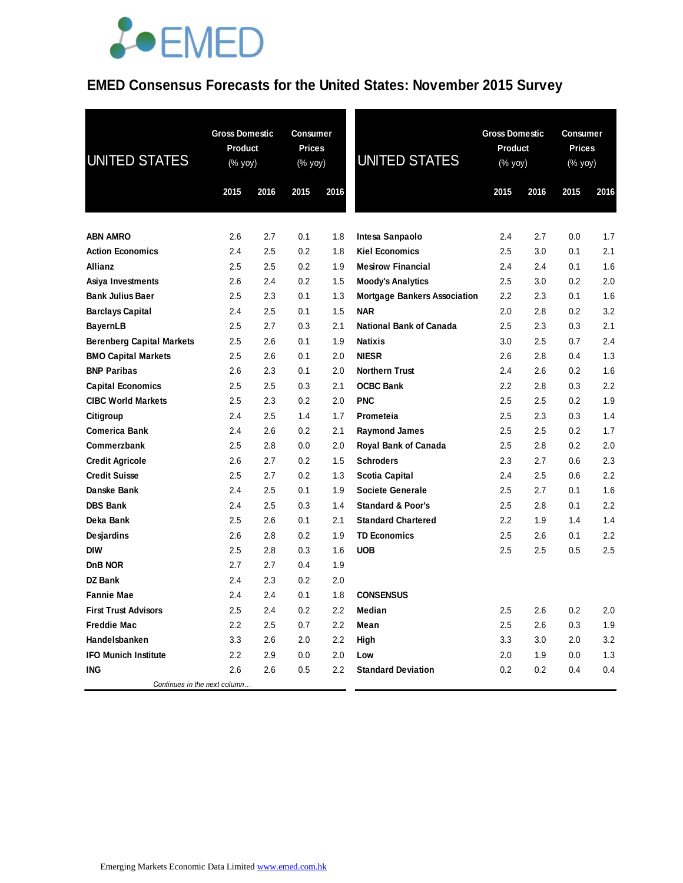# EMED Consensus Forecasts for the United States: November 2015 Survey

| UNITED STATES | Gross Domestic Product (% yoy) | | Consumer Prices (% yoy) | |
|---|---|---|---|---|
| | 2015 | 2016 | 2015 | 2016 |
| **ABN AMRO** | 2.6 | 2.7 | 0.1 | 1.8 |
| **Action Economics** | 2.4 | 2.5 | 0.2 | 1.8 |
| **Allianz** | 2.5 | 2.5 | 0.2 | 1.9 |
| **Asiya Investments** | 2.6 | 2.4 | 0.2 | 1.5 |
| **Bank Julius Baer** | 2.5 | 2.3 | 0.1 | 1.3 |
| **Barclays Capital** | 2.4 | 2.5 | 0.1 | 1.5 |
| **BayernLB** | 2.5 | 2.7 | 0.3 | 2.1 |
| **Berenberg Capital Markets** | 2.5 | 2.6 | 0.1 | 1.9 |
| **BMO Capital Markets** | 2.5 | 2.6 | 0.1 | 2.0 |
| **BNP Paribas** | 2.6 | 2.3 | 0.1 | 2.0 |
| **Capital Economics** | 2.5 | 2.5 | 0.3 | 2.1 |
| **CIBC World Markets** | 2.5 | 2.3 | 0.2 | 2.0 |
| **Citigroup** | 2.4 | 2.5 | 1.4 | 1.7 |
| **Comerica Bank** | 2.4 | 2.6 | 0.2 | 2.1 |
| **Commerzbank** | 2.5 | 2.8 | 0.0 | 2.0 |
| **Credit Agricole** | 2.6 | 2.7 | 0.2 | 1.5 |
| **Credit Suisse** | 2.5 | 2.7 | 0.2 | 1.3 |
| **Danske Bank** | 2.4 | 2.5 | 0.1 | 1.9 |
| **DBS Bank** | 2.4 | 2.5 | 0.3 | 1.4 |
| **Deka Bank** | 2.5 | 2.6 | 0.1 | 2.1 |
| **Desjardins** | 2.6 | 2.8 | 0.2 | 1.9 |
| **DIW** | 2.5 | 2.8 | 0.3 | 1.6 |
| **DnB NOR** | 2.7 | 2.7 | 0.4 | 1.9 |
| **DZ Bank** | 2.4 | 2.3 | 0.2 | 2.0 |
| **Fannie Mae** | 2.4 | 2.4 | 0.1 | 1.8 |
| **First Trust Advisors** | 2.5 | 2.4 | 0.2 | 2.2 |
| **Freddie Mac** | 2.2 | 2.5 | 0.7 | 2.2 |
| **Handelsbanken** | 3.3 | 2.6 | 2.0 | 2.2 |
| **IFO Munich Institute** | 2.2 | 2.9 | 0.0 | 2.0 |
| **ING** | 2.6 | 2.6 | 0.5 | 2.2 |
| **Intesa Sanpaolo** | 2.4 | 2.7 | 0.0 | 1.7 |
| **Kiel Economics** | 2.5 | 3.0 | 0.1 | 2.1 |
| **Mesirow Financial** | 2.4 | 2.4 | 0.1 | 1.6 |
| **Moody's Analytics** | 2.5 | 3.0 | 0.2 | 2.0 |
| **Mortgage Bankers Association** | 2.2 | 2.3 | 0.1 | 1.6 |
| **NAR** | 2.0 | 2.8 | 0.2 | 3.2 |
| **National Bank of Canada** | 2.5 | 2.3 | 0.3 | 2.1 |
| **Natixis** | 3.0 | 2.5 | 0.7 | 2.4 |
| **NIESR** | 2.6 | 2.8 | 0.4 | 1.3 |
| **Northern Trust** | 2.4 | 2.6 | 0.2 | 1.6 |
| **OCBC Bank** | 2.2 | 2.8 | 0.3 | 2.2 |
| **PNC** | 2.5 | 2.5 | 0.2 | 1.9 |
| **Prometeia** | 2.5 | 2.3 | 0.3 | 1.4 |
| **Raymond James** | 2.5 | 2.5 | 0.2 | 1.7 |
| **Royal Bank of Canada** | 2.5 | 2.8 | 0.2 | 2.0 |
| **Schroders** | 2.3 | 2.7 | 0.6 | 2.3 |
| **Scotia Capital** | 2.4 | 2.5 | 0.6 | 2.2 |
| **Societe Generale** | 2.5 | 2.7 | 0.1 | 1.6 |
| **Standard & Poor's** | 2.5 | 2.8 | 0.1 | 2.2 |
| **Standard Chartered** | 2.2 | 1.9 | 1.4 | 1.4 |
| **TD Economics** | 2.5 | 2.6 | 0.1 | 2.2 |
| **UOB** | 2.5 | 2.5 | 0.5 | 2.5 |
| **CONSENSUS** | | | | |
| **Median** | 2.5 | 2.6 | 0.2 | 2.0 |
| **Mean** | 2.5 | 2.6 | 0.3 | 1.9 |
| **High** | 3.3 | 3.0 | 2.0 | 3.2 |
| **Low** | 2.0 | 1.9 | 0.0 | 1.3 |
| **Standard Deviation** | 0.2 | 0.2 | 0.4 | 0.4 |

Emerging Markets Economic Data Limited www.emed.com.hk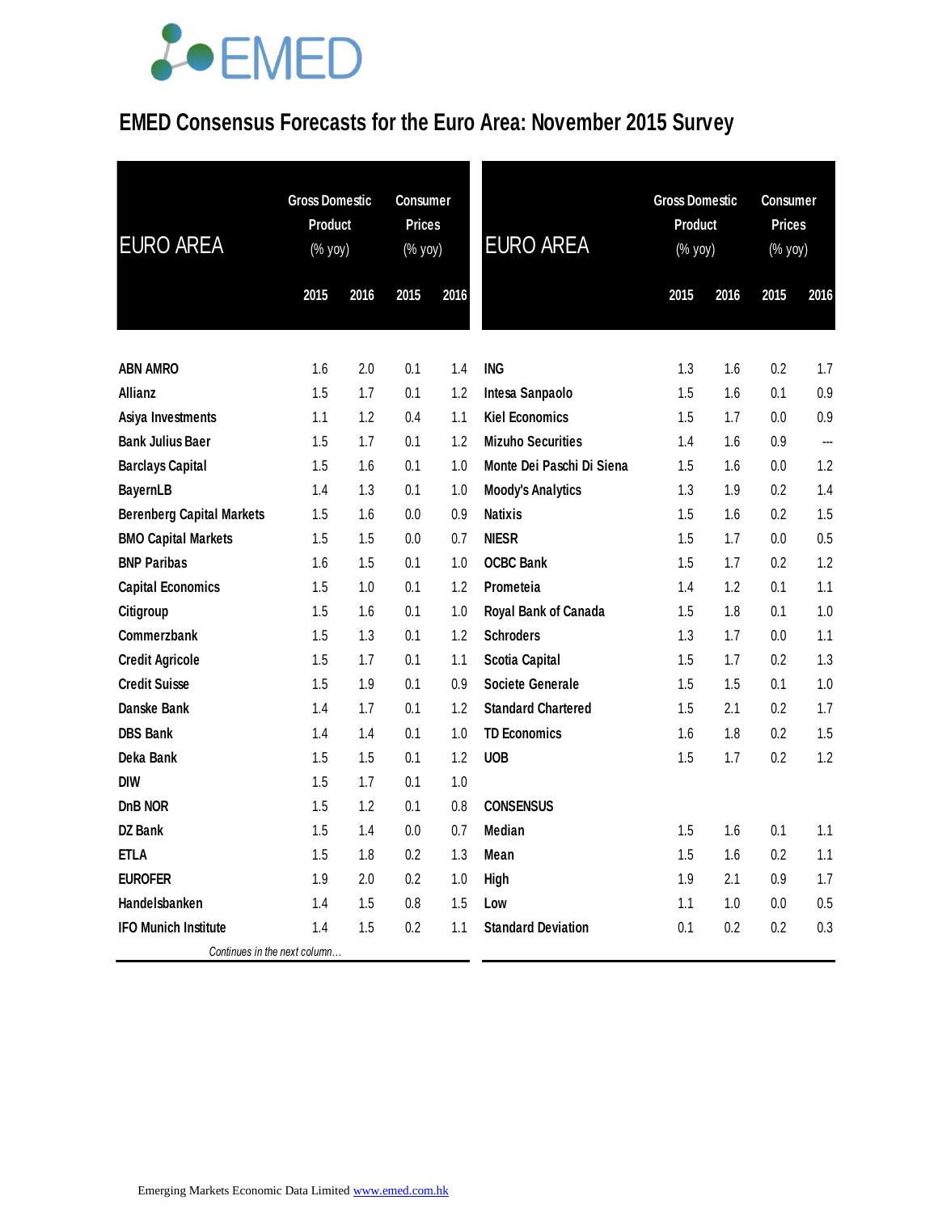# EMED Consensus Forecasts for the Euro Area: November 2015 Survey

| EURO AREA | Gross Domestic Product (% yoy) | | Consumer Prices (% yoy) | |
|---|---|---|---|---|
| | 2015 | 2016 | 2015 | 2016 |
| ABN AMRO | 1.6 | 2.0 | 0.1 | 1.4 |
| Allianz | 1.5 | 1.7 | 0.1 | 1.2 |
| Asiya Investments | 1.1 | 1.2 | 0.4 | 1.1 |
| Bank Julius Baer | 1.5 | 1.7 | 0.1 | 1.2 |
| Barclays Capital | 1.5 | 1.6 | 0.1 | 1.0 |
| BayernLB | 1.4 | 1.3 | 0.1 | 1.0 |
| Berenberg Capital Markets | 1.5 | 1.6 | 0.0 | 0.9 |
| BMO Capital Markets | 1.5 | 1.5 | 0.0 | 0.7 |
| BNP Paribas | 1.6 | 1.5 | 0.1 | 1.0 |
| Capital Economics | 1.5 | 1.0 | 0.1 | 1.2 |
| Citigroup | 1.5 | 1.6 | 0.1 | 1.0 |
| Commerzbank | 1.5 | 1.3 | 0.1 | 1.2 |
| Credit Agricole | 1.5 | 1.7 | 0.1 | 1.1 |
| Credit Suisse | 1.5 | 1.9 | 0.1 | 0.9 |
| Danske Bank | 1.4 | 1.7 | 0.1 | 1.2 |
| DBS Bank | 1.4 | 1.4 | 0.1 | 1.0 |
| Deka Bank | 1.5 | 1.5 | 0.1 | 1.2 |
| DIW | 1.5 | 1.7 | 0.1 | 1.0 |
| DnB NOR | 1.5 | 1.2 | 0.1 | 0.8 |
| DZ Bank | 1.5 | 1.4 | 0.0 | 0.7 |
| ETLA | 1.5 | 1.8 | 0.2 | 1.3 |
| EUROFER | 1.9 | 2.0 | 0.2 | 1.0 |
| Handelsbanken | 1.4 | 1.5 | 0.8 | 1.5 |
| IFO Munich Institute | 1.4 | 1.5 | 0.2 | 1.1 |

*Continues in the next column…*

| EURO AREA | Gross Domestic Product (% yoy) | | Consumer Prices (% yoy) | |
|---|---|---|---|---|
| | 2015 | 2016 | 2015 | 2016 |
| ING | 1.3 | 1.6 | 0.2 | 1.7 |
| Intesa Sanpaolo | 1.5 | 1.6 | 0.1 | 0.9 |
| Kiel Economics | 1.5 | 1.7 | 0.0 | 0.9 |
| Mizuho Securities | 1.4 | 1.6 | 0.9 | --- |
| Monte Dei Paschi Di Siena | 1.5 | 1.6 | 0.0 | 1.2 |
| Moody's Analytics | 1.3 | 1.9 | 0.2 | 1.4 |
| Natixis | 1.5 | 1.6 | 0.2 | 1.5 |
| NIESR | 1.5 | 1.7 | 0.0 | 0.5 |
| OCBC Bank | 1.5 | 1.7 | 0.2 | 1.2 |
| Prometeia | 1.4 | 1.2 | 0.1 | 1.1 |
| Royal Bank of Canada | 1.5 | 1.8 | 0.1 | 1.0 |
| Schroders | 1.3 | 1.7 | 0.0 | 1.1 |
| Scotia Capital | 1.5 | 1.7 | 0.2 | 1.3 |
| Societe Generale | 1.5 | 1.5 | 0.1 | 1.0 |
| Standard Chartered | 1.5 | 2.1 | 0.2 | 1.7 |
| TD Economics | 1.6 | 1.8 | 0.2 | 1.5 |
| UOB | 1.5 | 1.7 | 0.2 | 1.2 |
| **CONSENSUS** | | | | |
| Median | 1.5 | 1.6 | 0.1 | 1.1 |
| Mean | 1.5 | 1.6 | 0.2 | 1.1 |
| High | 1.9 | 2.1 | 0.9 | 1.7 |
| Low | 1.1 | 1.0 | 0.0 | 0.5 |
| Standard Deviation | 0.1 | 0.2 | 0.2 | 0.3 |

Emerging Markets Economic Data Limited www.emed.com.hk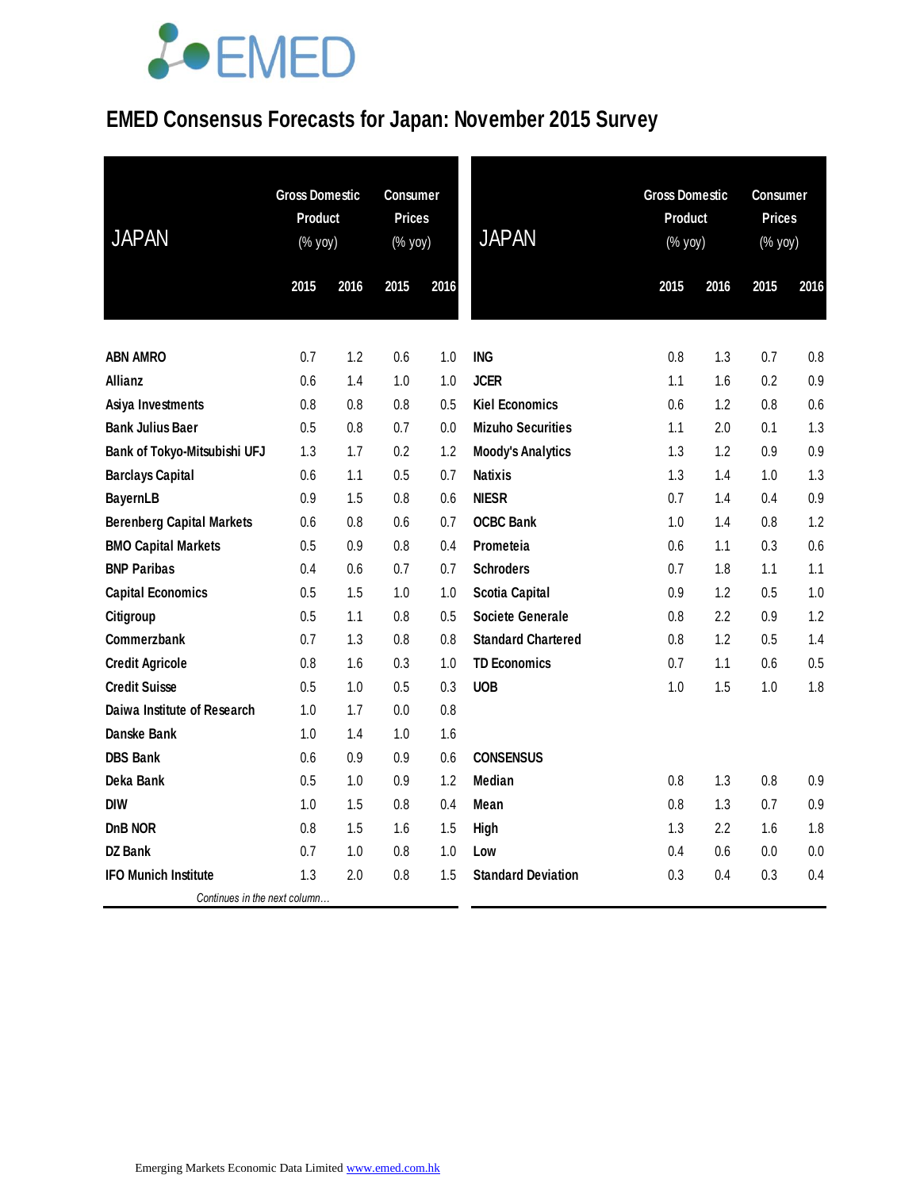EMED

# EMED Consensus Forecasts for Japan: November 2015 Survey

| JAPAN | Gross Domestic Product (% yoy) | | Consumer Prices (% yoy) | |
|---|---|---|---|---|
| | 2015 | 2016 | 2015 | 2016 |
| **ABN AMRO** | 0.7 | 1.2 | 0.6 | 1.0 |
| **Allianz** | 0.6 | 1.4 | 1.0 | 1.0 |
| **Asiya Investments** | 0.8 | 0.8 | 0.8 | 0.5 |
| **Bank Julius Baer** | 0.5 | 0.8 | 0.7 | 0.0 |
| **Bank of Tokyo-Mitsubishi UFJ** | 1.3 | 1.7 | 0.2 | 1.2 |
| **Barclays Capital** | 0.6 | 1.1 | 0.5 | 0.7 |
| **BayernLB** | 0.9 | 1.5 | 0.8 | 0.6 |
| **Berenberg Capital Markets** | 0.6 | 0.8 | 0.6 | 0.7 |
| **BMO Capital Markets** | 0.5 | 0.9 | 0.8 | 0.4 |
| **BNP Paribas** | 0.4 | 0.6 | 0.7 | 0.7 |
| **Capital Economics** | 0.5 | 1.5 | 1.0 | 1.0 |
| **Citigroup** | 0.5 | 1.1 | 0.8 | 0.5 |
| **Commerzbank** | 0.7 | 1.3 | 0.8 | 0.8 |
| **Credit Agricole** | 0.8 | 1.6 | 0.3 | 1.0 |
| **Credit Suisse** | 0.5 | 1.0 | 0.5 | 0.3 |
| **Daiwa Institute of Research** | 1.0 | 1.7 | 0.0 | 0.8 |
| **Danske Bank** | 1.0 | 1.4 | 1.0 | 1.6 |
| **DBS Bank** | 0.6 | 0.9 | 0.9 | 0.6 |
| **Deka Bank** | 0.5 | 1.0 | 0.9 | 1.2 |
| **DIW** | 1.0 | 1.5 | 0.8 | 0.4 |
| **DnB NOR** | 0.8 | 1.5 | 1.6 | 1.5 |
| **DZ Bank** | 0.7 | 1.0 | 0.8 | 1.0 |
| **IFO Munich Institute** | 1.3 | 2.0 | 0.8 | 1.5 |
| **ING** | 0.8 | 1.3 | 0.7 | 0.8 |
| **JCER** | 1.1 | 1.6 | 0.2 | 0.9 |
| **Kiel Economics** | 0.6 | 1.2 | 0.8 | 0.6 |
| **Mizuho Securities** | 1.1 | 2.0 | 0.1 | 1.3 |
| **Moody's Analytics** | 1.3 | 1.2 | 0.9 | 0.9 |
| **Natixis** | 1.3 | 1.4 | 1.0 | 1.3 |
| **NIESR** | 0.7 | 1.4 | 0.4 | 0.9 |
| **OCBC Bank** | 1.0 | 1.4 | 0.8 | 1.2 |
| **Prometeia** | 0.6 | 1.1 | 0.3 | 0.6 |
| **Schroders** | 0.7 | 1.8 | 1.1 | 1.1 |
| **Scotia Capital** | 0.9 | 1.2 | 0.5 | 1.0 |
| **Societe Generale** | 0.8 | 2.2 | 0.9 | 1.2 |
| **Standard Chartered** | 0.8 | 1.2 | 0.5 | 1.4 |
| **TD Economics** | 0.7 | 1.1 | 0.6 | 0.5 |
| **UOB** | 1.0 | 1.5 | 1.0 | 1.8 |
| **CONSENSUS** | | | | |
| **Median** | 0.8 | 1.3 | 0.8 | 0.9 |
| **Mean** | 0.8 | 1.3 | 0.7 | 0.9 |
| **High** | 1.3 | 2.2 | 1.6 | 1.8 |
| **Low** | 0.4 | 0.6 | 0.0 | 0.0 |
| **Standard Deviation** | 0.3 | 0.4 | 0.3 | 0.4 |

*Continues in the next column…*

Emerging Markets Economic Data Limited www.emed.com.hk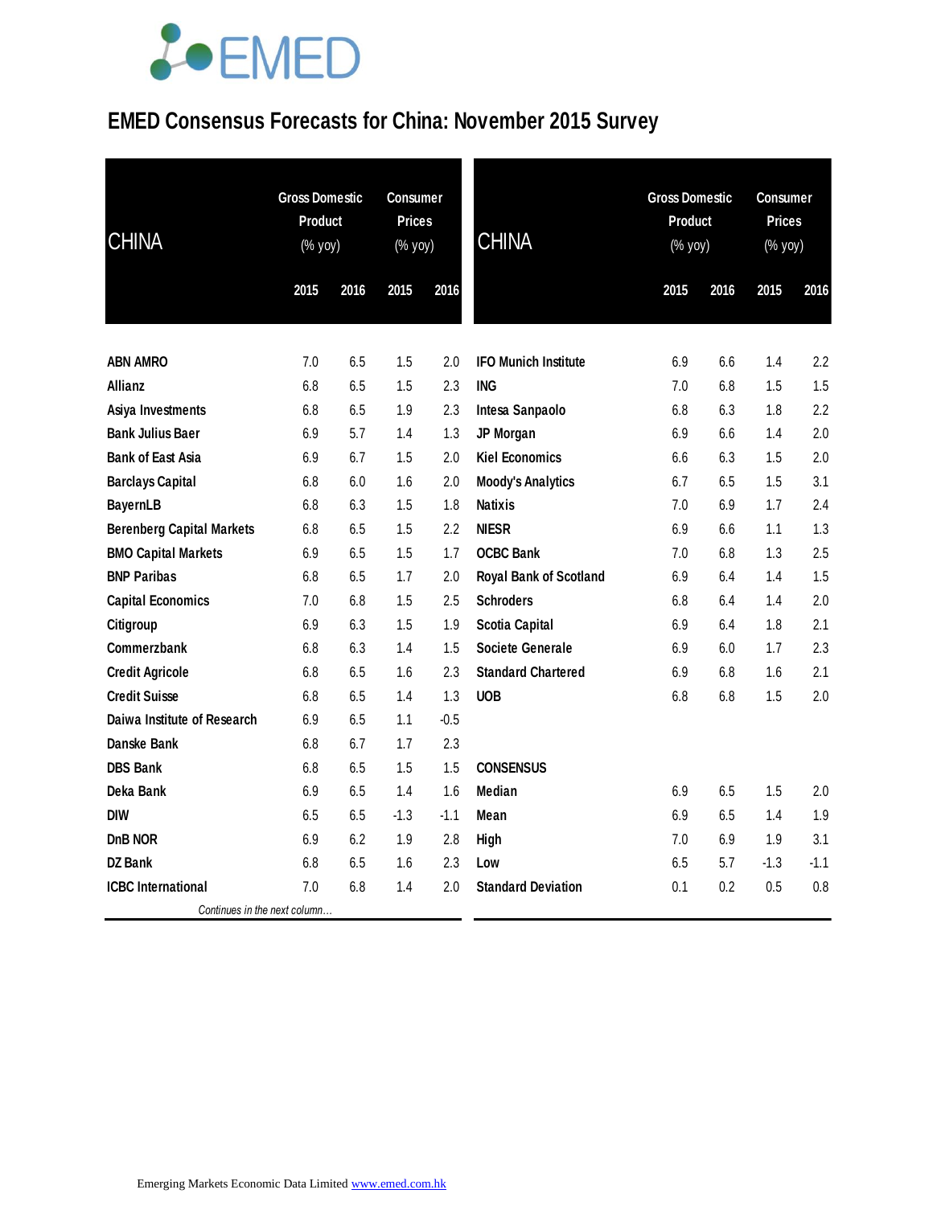# EMED Consensus Forecasts for China: November 2015 Survey

| CHINA | Gross Domestic Product (% yoy) | | Consumer Prices (% yoy) | |
|---|---|---|---|---|
| | 2015 | 2016 | 2015 | 2016 |
| ABN AMRO | 7.0 | 6.5 | 1.5 | 2.0 |
| Allianz | 6.8 | 6.5 | 1.5 | 2.3 |
| Asiya Investments | 6.8 | 6.5 | 1.9 | 2.3 |
| Bank Julius Baer | 6.9 | 5.7 | 1.4 | 1.3 |
| Bank of East Asia | 6.9 | 6.7 | 1.5 | 2.0 |
| Barclays Capital | 6.8 | 6.0 | 1.6 | 2.0 |
| BayernLB | 6.8 | 6.3 | 1.5 | 1.8 |
| Berenberg Capital Markets | 6.8 | 6.5 | 1.5 | 2.2 |
| BMO Capital Markets | 6.9 | 6.5 | 1.5 | 1.7 |
| BNP Paribas | 6.8 | 6.5 | 1.7 | 2.0 |
| Capital Economics | 7.0 | 6.8 | 1.5 | 2.5 |
| Citigroup | 6.9 | 6.3 | 1.5 | 1.9 |
| Commerzbank | 6.8 | 6.3 | 1.4 | 1.5 |
| Credit Agricole | 6.8 | 6.5 | 1.6 | 2.3 |
| Credit Suisse | 6.8 | 6.5 | 1.4 | 1.3 |
| Daiwa Institute of Research | 6.9 | 6.5 | 1.1 | -0.5 |
| Danske Bank | 6.8 | 6.7 | 1.7 | 2.3 |
| DBS Bank | 6.8 | 6.5 | 1.5 | 1.5 |
| Deka Bank | 6.9 | 6.5 | 1.4 | 1.6 |
| DIW | 6.5 | 6.5 | -1.3 | -1.1 |
| DnB NOR | 6.9 | 6.2 | 1.9 | 2.8 |
| DZ Bank | 6.8 | 6.5 | 1.6 | 2.3 |
| ICBC International | 7.0 | 6.8 | 1.4 | 2.0 |
| IFO Munich Institute | 6.9 | 6.6 | 1.4 | 2.2 |
| ING | 7.0 | 6.8 | 1.5 | 1.5 |
| Intesa Sanpaolo | 6.8 | 6.3 | 1.8 | 2.2 |
| JP Morgan | 6.9 | 6.6 | 1.4 | 2.0 |
| Kiel Economics | 6.6 | 6.3 | 1.5 | 2.0 |
| Moody's Analytics | 6.7 | 6.5 | 1.5 | 3.1 |
| Natixis | 7.0 | 6.9 | 1.7 | 2.4 |
| NIESR | 6.9 | 6.6 | 1.1 | 1.3 |
| OCBC Bank | 7.0 | 6.8 | 1.3 | 2.5 |
| Royal Bank of Scotland | 6.9 | 6.4 | 1.4 | 1.5 |
| Schroders | 6.8 | 6.4 | 1.4 | 2.0 |
| Scotia Capital | 6.9 | 6.4 | 1.8 | 2.1 |
| Societe Generale | 6.9 | 6.0 | 1.7 | 2.3 |
| Standard Chartered | 6.9 | 6.8 | 1.6 | 2.1 |
| UOB | 6.8 | 6.8 | 1.5 | 2.0 |
| **CONSENSUS** | | | | |
| Median | 6.9 | 6.5 | 1.5 | 2.0 |
| Mean | 6.9 | 6.5 | 1.4 | 1.9 |
| High | 7.0 | 6.9 | 1.9 | 3.1 |
| Low | 6.5 | 5.7 | -1.3 | -1.1 |
| Standard Deviation | 0.1 | 0.2 | 0.5 | 0.8 |

Emerging Markets Economic Data Limited www.emed.com.hk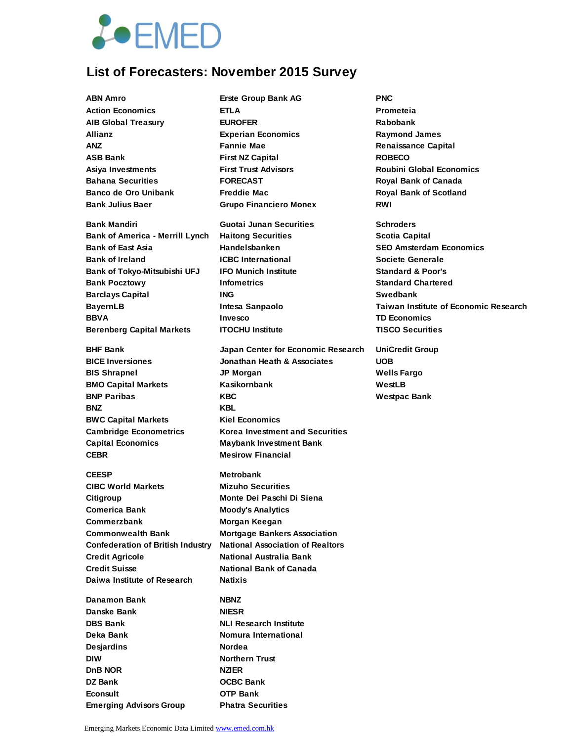EMED

# List of Forecasters: November 2015 Survey

ABN Amro
Action Economics
AIB Global Treasury
Allianz
ANZ
ASB Bank
Asiya Investments
Bahana Securities
Banco de Oro Unibank
Bank Julius Baer

Bank Mandiri
Bank of America - Merrill Lynch
Bank of East Asia
Bank of Ireland
Bank of Tokyo-Mitsubishi UFJ
Bank Pocztowy
Barclays Capital
BayernLB
BBVA
Berenberg Capital Markets

BHF Bank
BICE Inversiones
BIS Shrapnel
BMO Capital Markets
BNP Paribas
BNZ
BWC Capital Markets
Cambridge Econometrics
Capital Economics
CEBR

CEESP
CIBC World Markets
Citigroup
Comerica Bank
Commerzbank
Commonwealth Bank
Confederation of British Industry
Credit Agricole
Credit Suisse
Daiwa Institute of Research

Danamon Bank
Danske Bank
DBS Bank
Deka Bank
Desjardins
DIW
DnB NOR
DZ Bank
Econsult
Emerging Advisors Group

Erste Group Bank AG
ETLA
EUROFER
Experian Economics
Fannie Mae
First NZ Capital
First Trust Advisors
FORECAST
Freddie Mac
Grupo Financiero Monex

Guotai Junan Securities
Haitong Securities
Handelsbanken
ICBC International
IFO Munich Institute
Infometrics
ING
Intesa Sanpaolo
Invesco
ITOCHU Institute

Japan Center for Economic Research
Jonathan Heath & Associates
JP Morgan
Kasikornbank
KBC
KBL
Kiel Economics
Korea Investment and Securities
Maybank Investment Bank
Mesirow Financial

Metrobank
Mizuho Securities
Monte Dei Paschi Di Siena
Moody's Analytics
Morgan Keegan
Mortgage Bankers Association
National Association of Realtors
National Australia Bank
National Bank of Canada
Natixis

NBNZ
NIESR
NLI Research Institute
Nomura International
Nordea
Northern Trust
NZIER
OCBC Bank
OTP Bank
Phatra Securities

PNC
Prometeia
Rabobank
Raymond James
Renaissance Capital
ROBECO
Roubini Global Economics
Royal Bank of Canada
Royal Bank of Scotland
RWI

Schroders
Scotia Capital
SEO Amsterdam Economics
Societe Generale
Standard & Poor's
Standard Chartered
Swedbank
Taiwan Institute of Economic Research
TD Economics
TISCO Securities

UniCredit Group
UOB
Wells Fargo
WestLB
Westpac Bank

Emerging Markets Economic Data Limited www.emed.com.hk